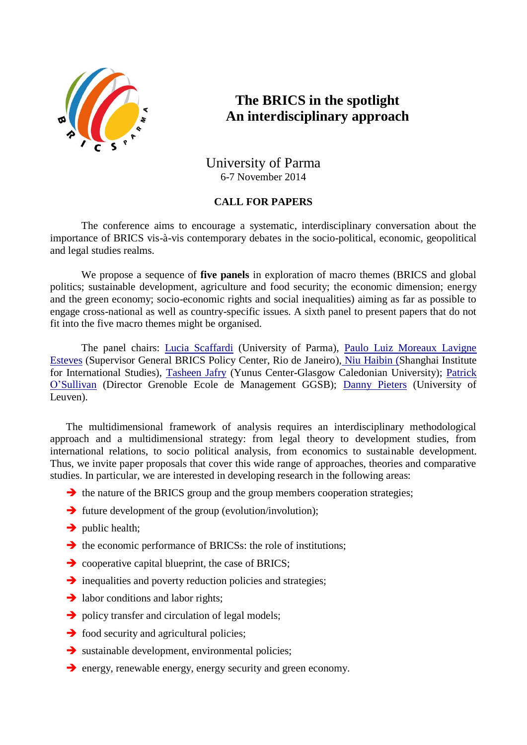# The BRICS in the spotlight
# An interdisciplinary approach

University of Parma
6-7 November 2014

**CALL FOR PAPERS**

The conference aims to encourage a systematic, interdisciplinary conversation about the importance of BRICS vis-à-vis contemporary debates in the socio-political, economic, geopolitical and legal studies realms.

We propose a sequence of **five panels** in exploration of macro themes (BRICS and global politics; sustainable development, agriculture and food security; the economic dimension; energy and the green economy; socio-economic rights and social inequalities) aiming as far as possible to engage cross-national as well as country-specific issues. A sixth panel to present papers that do not fit into the five macro themes might be organised.

The panel chairs: Lucia Scaffardi (University of Parma), Paulo Luiz Moreaux Lavigne Esteves (Supervisor General BRICS Policy Center, Rio de Janeiro), Niu Haibin (Shanghai Institute for International Studies), Tasheen Jafry (Yunus Center-Glasgow Caledonian University); Patrick O'Sullivan (Director Grenoble Ecole de Management GGSB); Danny Pieters (University of Leuven).

The multidimensional framework of analysis requires an interdisciplinary methodological approach and a multidimensional strategy: from legal theory to development studies, from international relations, to socio political analysis, from economics to sustainable development. Thus, we invite paper proposals that cover this wide range of approaches, theories and comparative studies. In particular, we are interested in developing research in the following areas:

- the nature of the BRICS group and the group members cooperation strategies;
- future development of the group (evolution/involution);
- public health;
- the economic performance of BRICSs: the role of institutions;
- cooperative capital blueprint, the case of BRICS;
- inequalities and poverty reduction policies and strategies;
- labor conditions and labor rights;
- policy transfer and circulation of legal models;
- food security and agricultural policies;
- sustainable development, environmental policies;
- energy, renewable energy, energy security and green economy.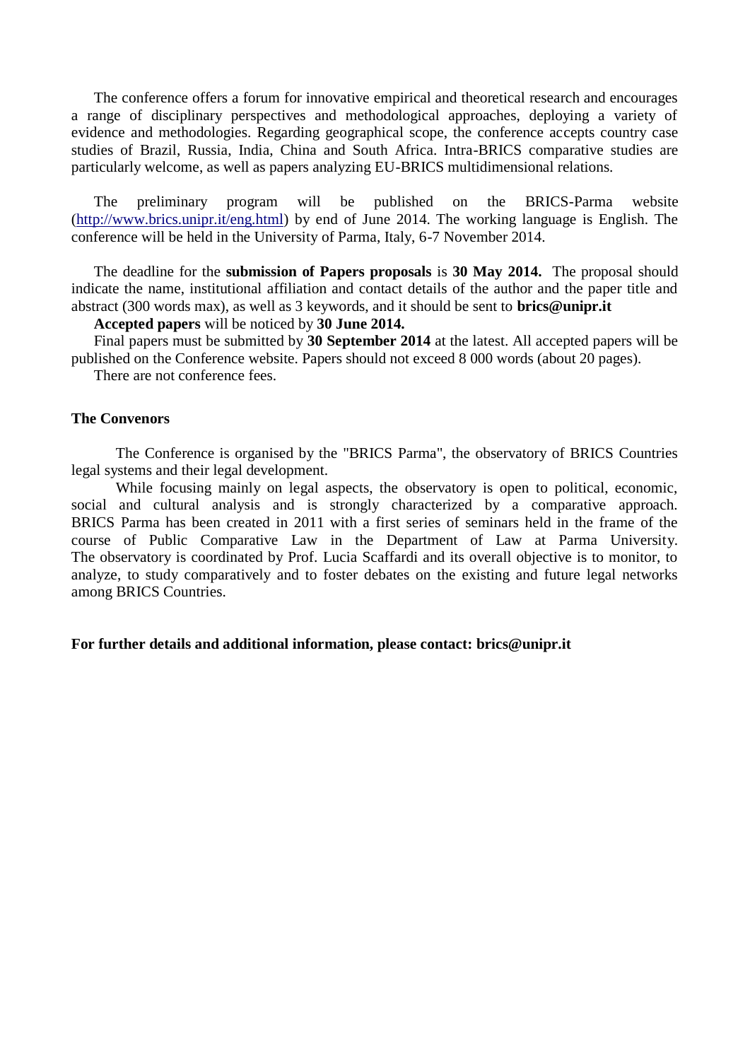The conference offers a forum for innovative empirical and theoretical research and encourages a range of disciplinary perspectives and methodological approaches, deploying a variety of evidence and methodologies. Regarding geographical scope, the conference accepts country case studies of Brazil, Russia, India, China and South Africa. Intra-BRICS comparative studies are particularly welcome, as well as papers analyzing EU-BRICS multidimensional relations.

The preliminary program will be published on the BRICS-Parma website ([http://www.brics.unipr.it/eng.html](http://www.brics.unipr.it/eng.html)) by end of June 2014. The working language is English. The conference will be held in the University of Parma, Italy, 6-7 November 2014.

The deadline for the **submission of Papers proposals** is **30 May 2014.** The proposal should indicate the name, institutional affiliation and contact details of the author and the paper title and abstract (300 words max), as well as 3 keywords, and it should be sent to **brics@unipr.it**

**Accepted papers** will be noticed by **30 June 2014.**

Final papers must be submitted by **30 September 2014** at the latest. All accepted papers will be published on the Conference website. Papers should not exceed 8 000 words (about 20 pages).

There are not conference fees.

**The Convenors**

The Conference is organised by the "BRICS Parma", the observatory of BRICS Countries legal systems and their legal development.

While focusing mainly on legal aspects, the observatory is open to political, economic, social and cultural analysis and is strongly characterized by a comparative approach. BRICS Parma has been created in 2011 with a first series of seminars held in the frame of the course of Public Comparative Law in the Department of Law at Parma University. The observatory is coordinated by Prof. Lucia Scaffardi and its overall objective is to monitor, to analyze, to study comparatively and to foster debates on the existing and future legal networks among BRICS Countries.

**For further details and additional information, please contact: brics@unipr.it**